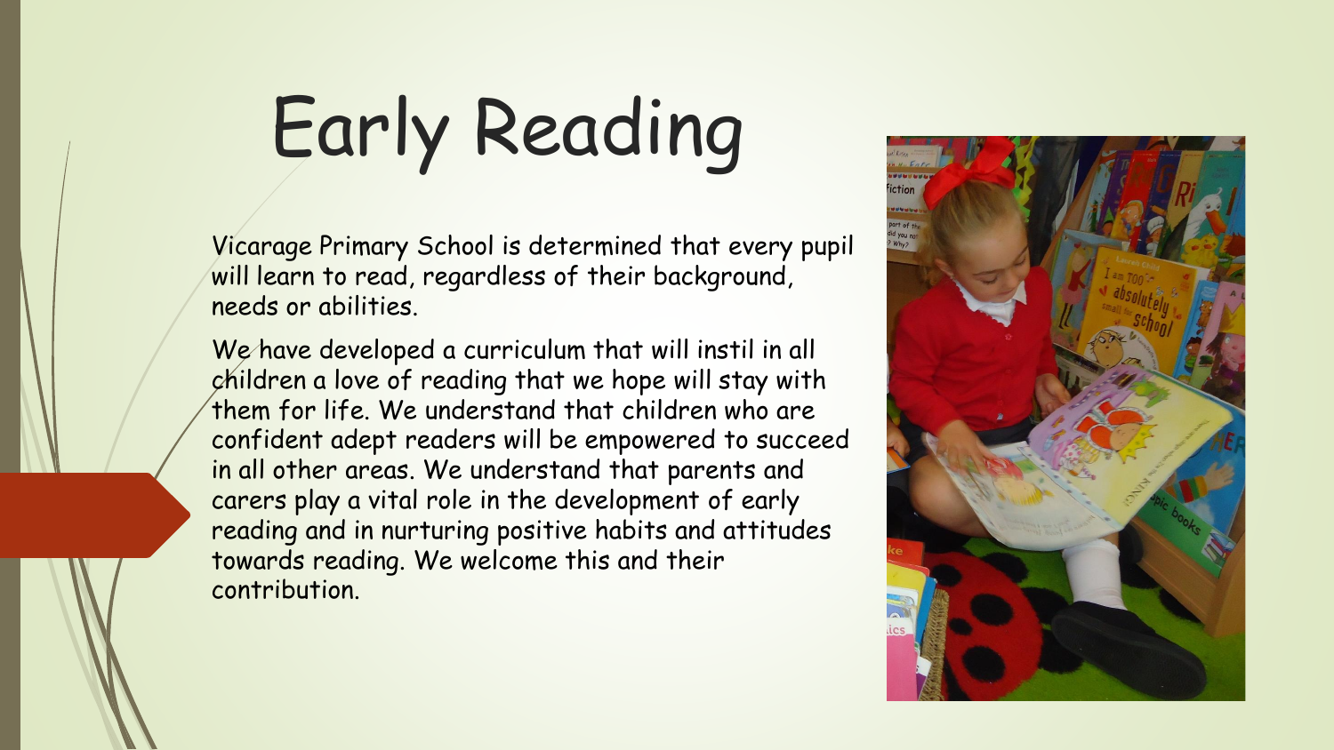# Early Reading

Vicarage Primary School is determined that every pupil will learn to read, regardless of their background, needs or abilities.

We have developed a curriculum that will instil in all children a love of reading that we hope will stay with them for life. We understand that children who are confident adept readers will be empowered to succeed in all other areas. We understand that parents and carers play a vital role in the development of early reading and in nurturing positive habits and attitudes towards reading. We welcome this and their contribution.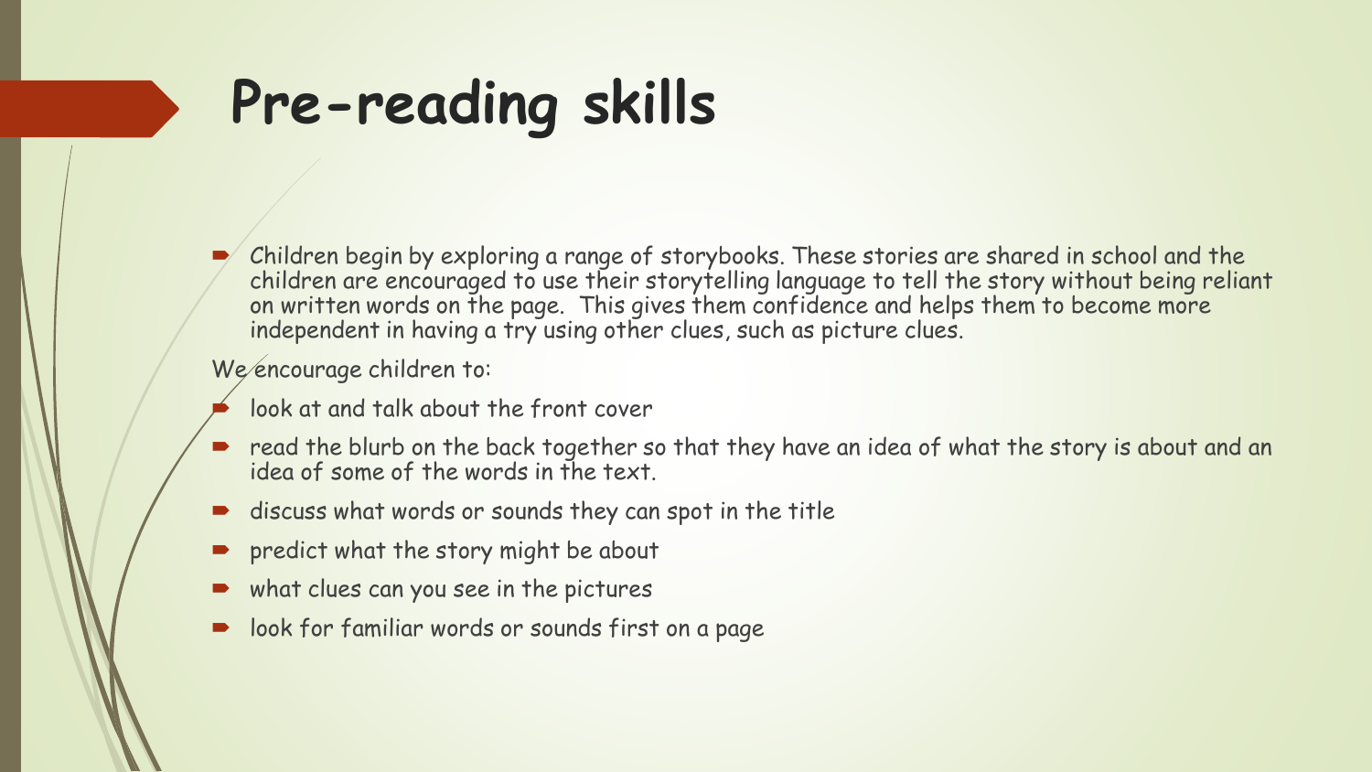# Pre-reading skills

- Children begin by exploring a range of storybooks. These stories are shared in school and the children are encouraged to use their storytelling language to tell the story without being reliant on written words on the page. This gives them confidence and helps them to become more independent in having a try using other clues, such as picture clues.

We encourage children to:

- look at and talk about the front cover
- read the blurb on the back together so that they have an idea of what the story is about and an idea of some of the words in the text.
- discuss what words or sounds they can spot in the title
- predict what the story might be about
- what clues can you see in the pictures
- look for familiar words or sounds first on a page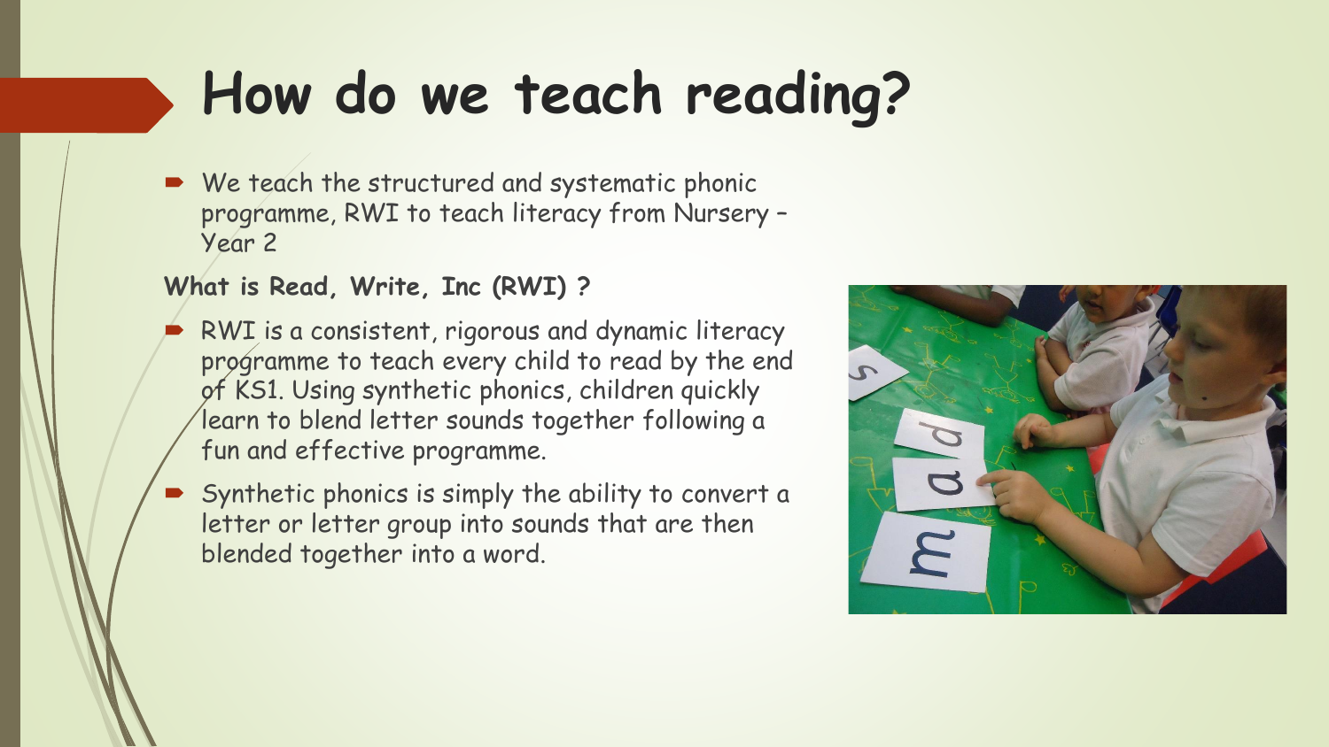# How do we teach reading?

- We teach the structured and systematic phonic programme, RWI to teach literacy from Nursery – Year 2

**What is Read, Write, Inc (RWI) ?**

- RWI is a consistent, rigorous and dynamic literacy programme to teach every child to read by the end of KS1. Using synthetic phonics, children quickly learn to blend letter sounds together following a fun and effective programme.
- Synthetic phonics is simply the ability to convert a letter or letter group into sounds that are then blended together into a word.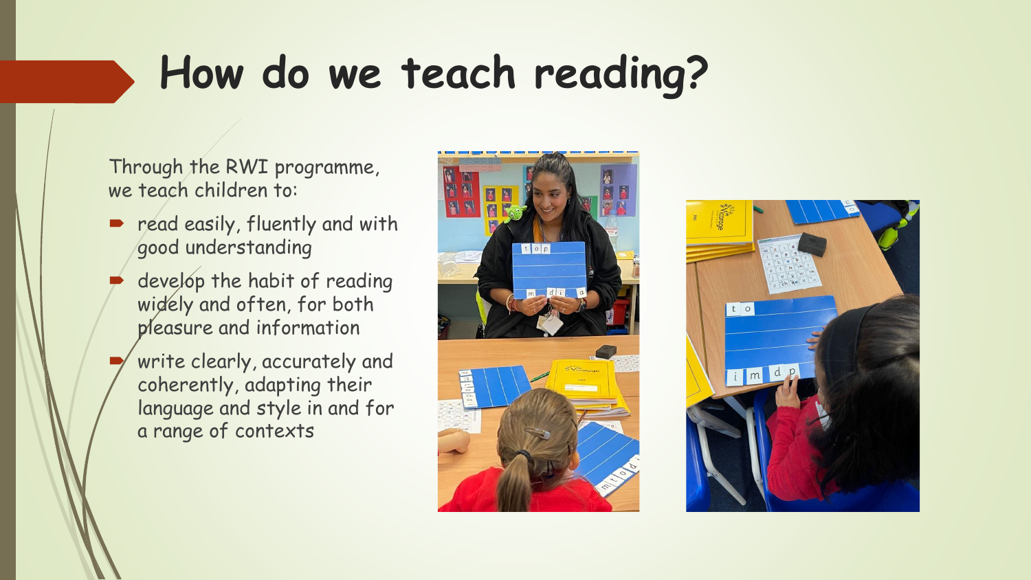# How do we teach reading?

Through the RWI programme, we teach children to:

- read easily, fluently and with good understanding
- develop the habit of reading widely and often, for both pleasure and information
- write clearly, accurately and coherently, adapting their language and style in and for a range of contexts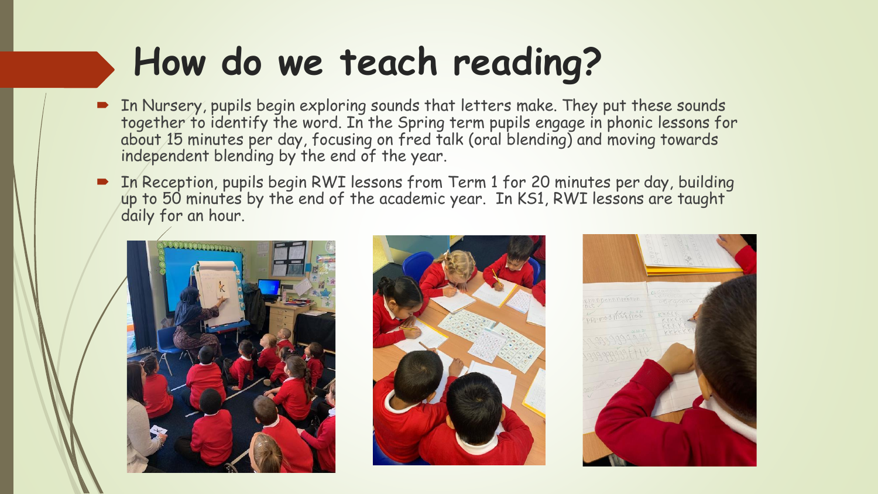# How do we teach reading?

- In Nursery, pupils begin exploring sounds that letters make. They put these sounds together to identify the word. In the Spring term pupils engage in phonic lessons for about 15 minutes per day, focusing on fred talk (oral blending) and moving towards independent blending by the end of the year.
- In Reception, pupils begin RWI lessons from Term 1 for 20 minutes per day, building up to 50 minutes by the end of the academic year. In KS1, RWI lessons are taught daily for an hour.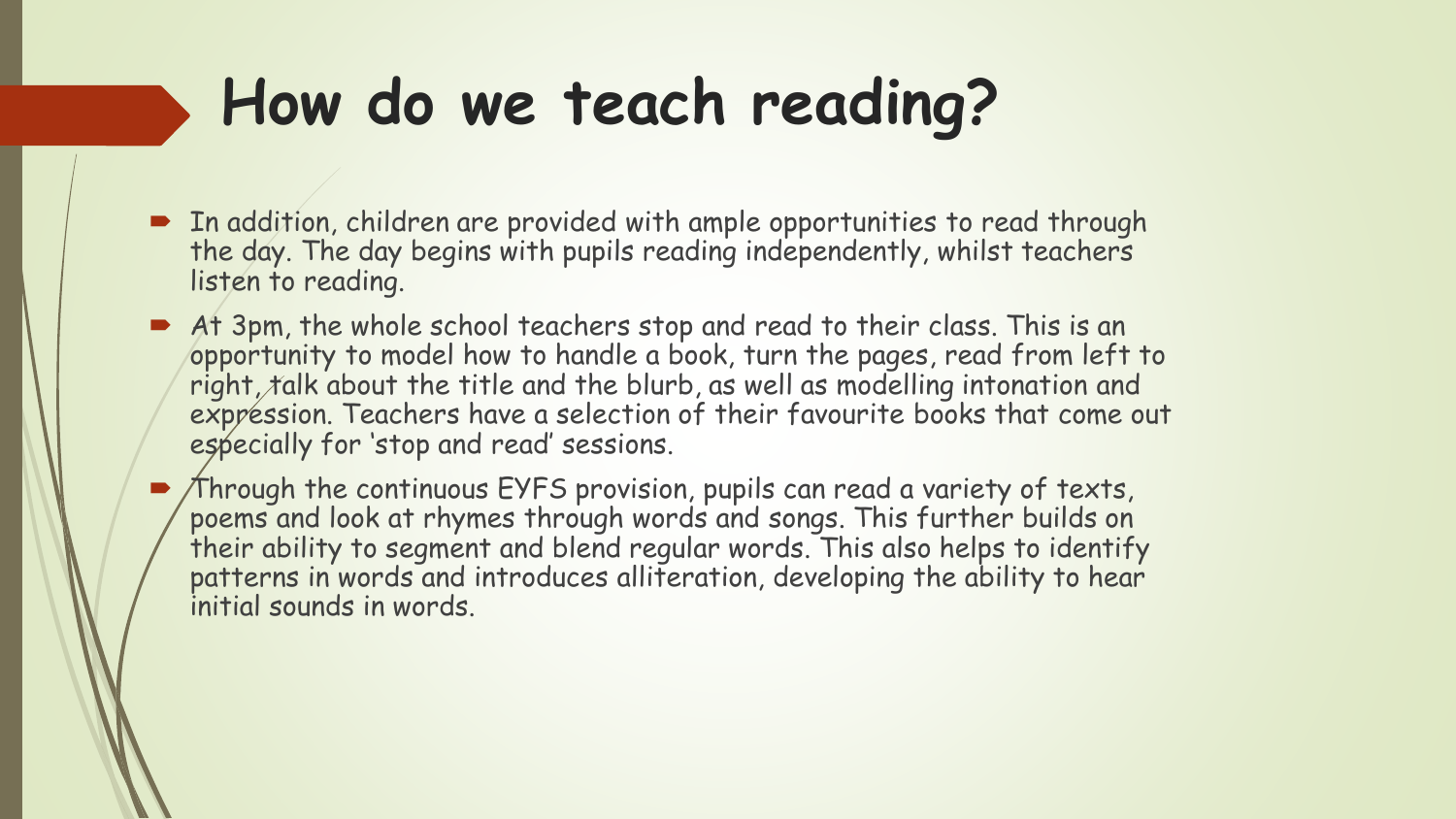# How do we teach reading?

- In addition, children are provided with ample opportunities to read through the day. The day begins with pupils reading independently, whilst teachers listen to reading.
- At 3pm, the whole school teachers stop and read to their class. This is an opportunity to model how to handle a book, turn the pages, read from left to right, talk about the title and the blurb, as well as modelling intonation and expression. Teachers have a selection of their favourite books that come out especially for 'stop and read' sessions.
- Through the continuous EYFS provision, pupils can read a variety of texts, poems and look at rhymes through words and songs. This further builds on their ability to segment and blend regular words. This also helps to identify patterns in words and introduces alliteration, developing the ability to hear initial sounds in words.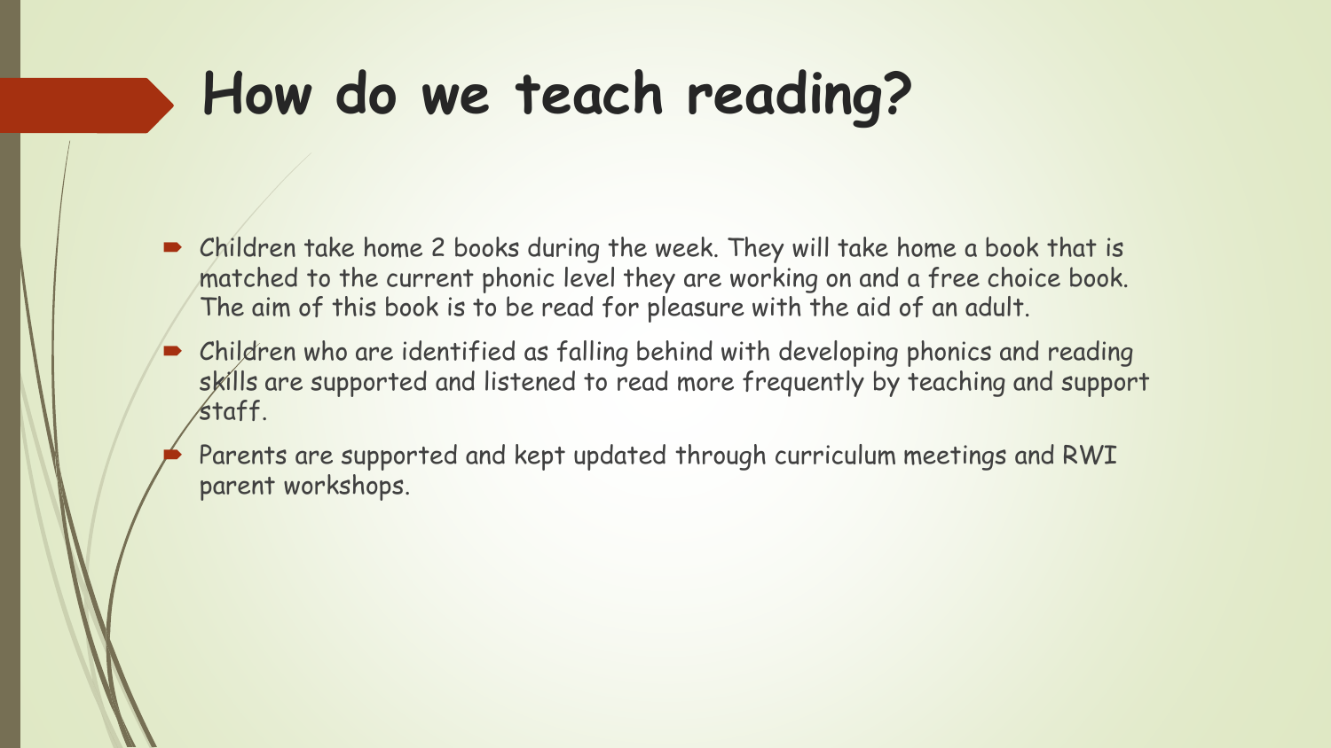# How do we teach reading?

- Children take home 2 books during the week. They will take home a book that is matched to the current phonic level they are working on and a free choice book. The aim of this book is to be read for pleasure with the aid of an adult.
- Children who are identified as falling behind with developing phonics and reading skills are supported and listened to read more frequently by teaching and support staff.
- Parents are supported and kept updated through curriculum meetings and RWI parent workshops.